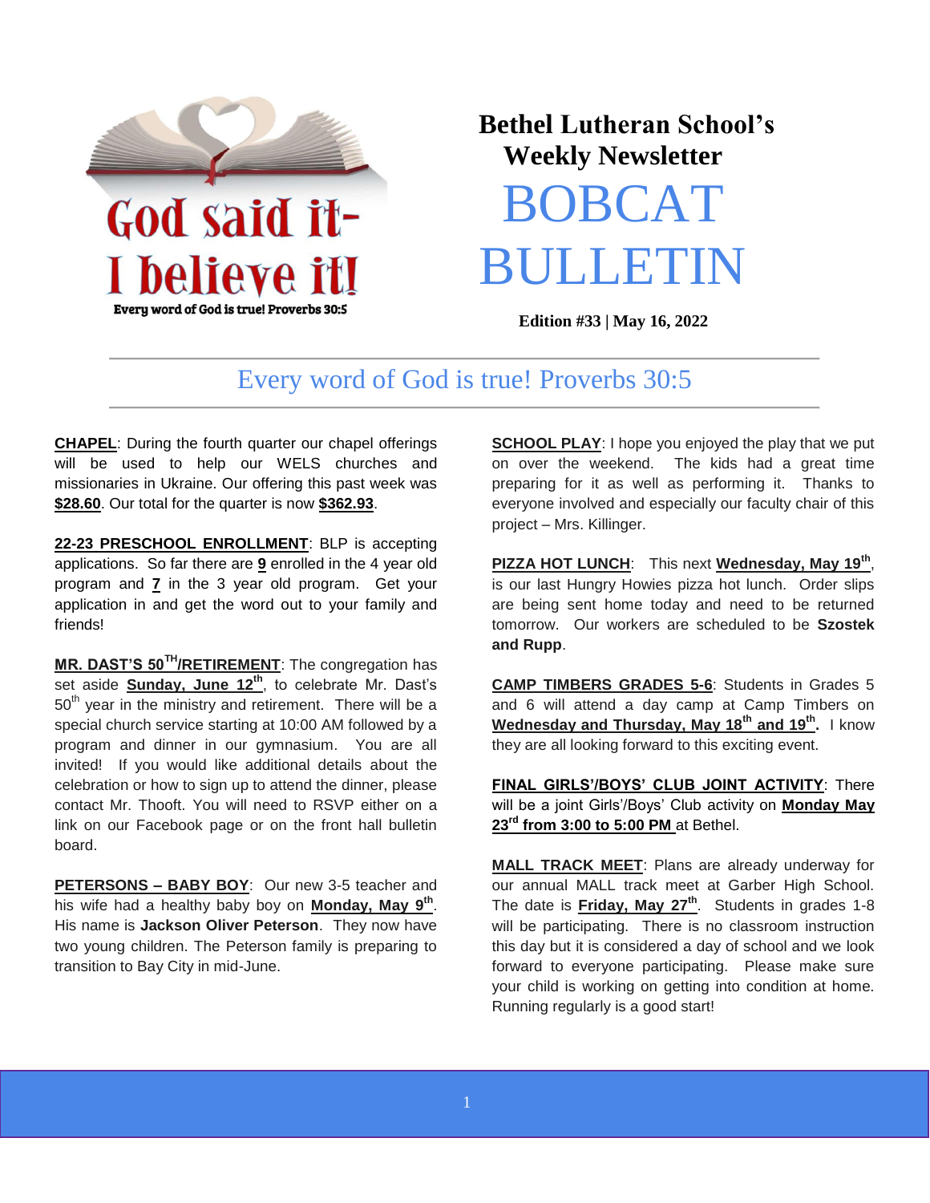God said it-
I believe it!
Every word of God is true! Proverbs 30:5

# Bethel Lutheran School's Weekly Newsletter

# BOBCAT BULLETIN

**Edition #33 | May 16, 2022**

## Every word of God is true! Proverbs 30:5

**CHAPEL**: During the fourth quarter our chapel offerings will be used to help our WELS churches and missionaries in Ukraine. Our offering this past week was **$28.60**. Our total for the quarter is now **$362.93**.

**22-23 PRESCHOOL ENROLLMENT**: BLP is accepting applications. So far there are **9** enrolled in the 4 year old program and **7** in the 3 year old program. Get your application in and get the word out to your family and friends!

**MR. DAST'S 50TH/RETIREMENT**: The congregation has set aside **Sunday, June 12th**, to celebrate Mr. Dast's 50th year in the ministry and retirement. There will be a special church service starting at 10:00 AM followed by a program and dinner in our gymnasium. You are all invited! If you would like additional details about the celebration or how to sign up to attend the dinner, please contact Mr. Thooft. You will need to RSVP either on a link on our Facebook page or on the front hall bulletin board.

**PETERSONS – BABY BOY**: Our new 3-5 teacher and his wife had a healthy baby boy on **Monday, May 9th**. His name is **Jackson Oliver Peterson**. They now have two young children. The Peterson family is preparing to transition to Bay City in mid-June.

**SCHOOL PLAY**: I hope you enjoyed the play that we put on over the weekend. The kids had a great time preparing for it as well as performing it. Thanks to everyone involved and especially our faculty chair of this project – Mrs. Killinger.

**PIZZA HOT LUNCH**: This next **Wednesday, May 19th**, is our last Hungry Howies pizza hot lunch. Order slips are being sent home today and need to be returned tomorrow. Our workers are scheduled to be **Szostek and Rupp**.

**CAMP TIMBERS GRADES 5-6**: Students in Grades 5 and 6 will attend a day camp at Camp Timbers on **Wednesday and Thursday, May 18th and 19th.** I know they are all looking forward to this exciting event.

**FINAL GIRLS'/BOYS' CLUB JOINT ACTIVITY**: There will be a joint Girls'/Boys' Club activity on **Monday May 23rd from 3:00 to 5:00 PM** at Bethel.

**MALL TRACK MEET**: Plans are already underway for our annual MALL track meet at Garber High School. The date is **Friday, May 27th**. Students in grades 1-8 will be participating. There is no classroom instruction this day but it is considered a day of school and we look forward to everyone participating. Please make sure your child is working on getting into condition at home. Running regularly is a good start!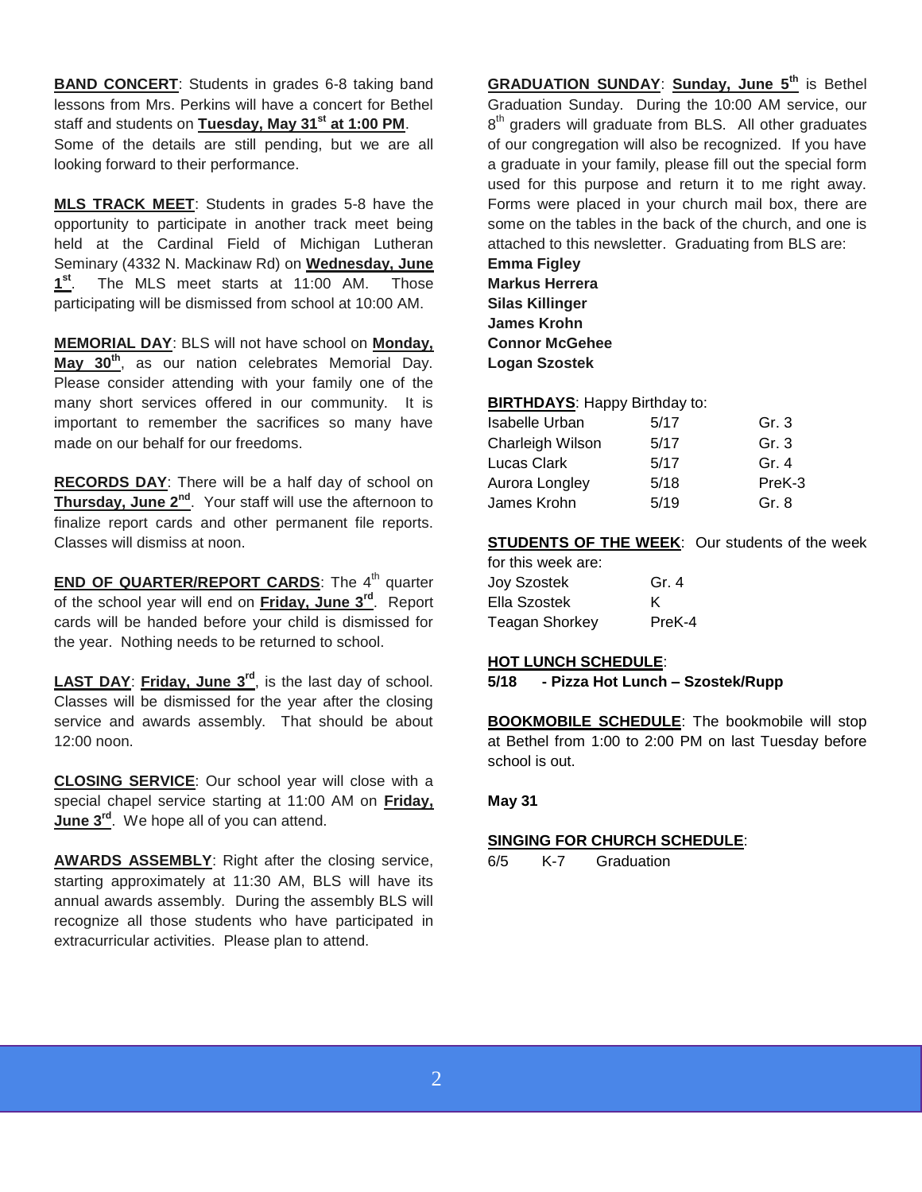**BAND CONCERT**: Students in grades 6-8 taking band lessons from Mrs. Perkins will have a concert for Bethel staff and students on **Tuesday, May 31st at 1:00 PM**. Some of the details are still pending, but we are all looking forward to their performance.

**MLS TRACK MEET**: Students in grades 5-8 have the opportunity to participate in another track meet being held at the Cardinal Field of Michigan Lutheran Seminary (4332 N. Mackinaw Rd) on **Wednesday, June 1st**. The MLS meet starts at 11:00 AM. Those participating will be dismissed from school at 10:00 AM.

**MEMORIAL DAY**: BLS will not have school on **Monday, May 30th**, as our nation celebrates Memorial Day. Please consider attending with your family one of the many short services offered in our community. It is important to remember the sacrifices so many have made on our behalf for our freedoms.

**RECORDS DAY**: There will be a half day of school on **Thursday, June 2nd**. Your staff will use the afternoon to finalize report cards and other permanent file reports. Classes will dismiss at noon.

**END OF QUARTER/REPORT CARDS**: The 4th quarter of the school year will end on **Friday, June 3rd**. Report cards will be handed before your child is dismissed for the year. Nothing needs to be returned to school.

**LAST DAY**: **Friday, June 3rd**, is the last day of school. Classes will be dismissed for the year after the closing service and awards assembly. That should be about 12:00 noon.

**CLOSING SERVICE**: Our school year will close with a special chapel service starting at 11:00 AM on **Friday, June 3rd**. We hope all of you can attend.

**AWARDS ASSEMBLY**: Right after the closing service, starting approximately at 11:30 AM, BLS will have its annual awards assembly. During the assembly BLS will recognize all those students who have participated in extracurricular activities. Please plan to attend.

**GRADUATION SUNDAY**: **Sunday, June 5th** is Bethel Graduation Sunday. During the 10:00 AM service, our 8th graders will graduate from BLS. All other graduates of our congregation will also be recognized. If you have a graduate in your family, please fill out the special form used for this purpose and return it to me right away. Forms were placed in your church mail box, there are some on the tables in the back of the church, and one is attached to this newsletter. Graduating from BLS are:

**Emma Figley**
**Markus Herrera**
**Silas Killinger**
**James Krohn**
**Connor McGehee**
**Logan Szostek**

**BIRTHDAYS**: Happy Birthday to:

| | | |
|---|---|---|
| Isabelle Urban | 5/17 | Gr. 3 |
| Charleigh Wilson | 5/17 | Gr. 3 |
| Lucas Clark | 5/17 | Gr. 4 |
| Aurora Longley | 5/18 | PreK-3 |
| James Krohn | 5/19 | Gr. 8 |

**STUDENTS OF THE WEEK**: Our students of the week for this week are:

| | |
|---|---|
| Joy Szostek | Gr. 4 |
| Ella Szostek | K |
| Teagan Shorkey | PreK-4 |

**HOT LUNCH SCHEDULE**:

**5/18 - Pizza Hot Lunch – Szostek/Rupp**

**BOOKMOBILE SCHEDULE**: The bookmobile will stop at Bethel from 1:00 to 2:00 PM on last Tuesday before school is out.

**May 31**

**SINGING FOR CHURCH SCHEDULE**:

| | | |
|---|---|---|
| 6/5 | K-7 | Graduation |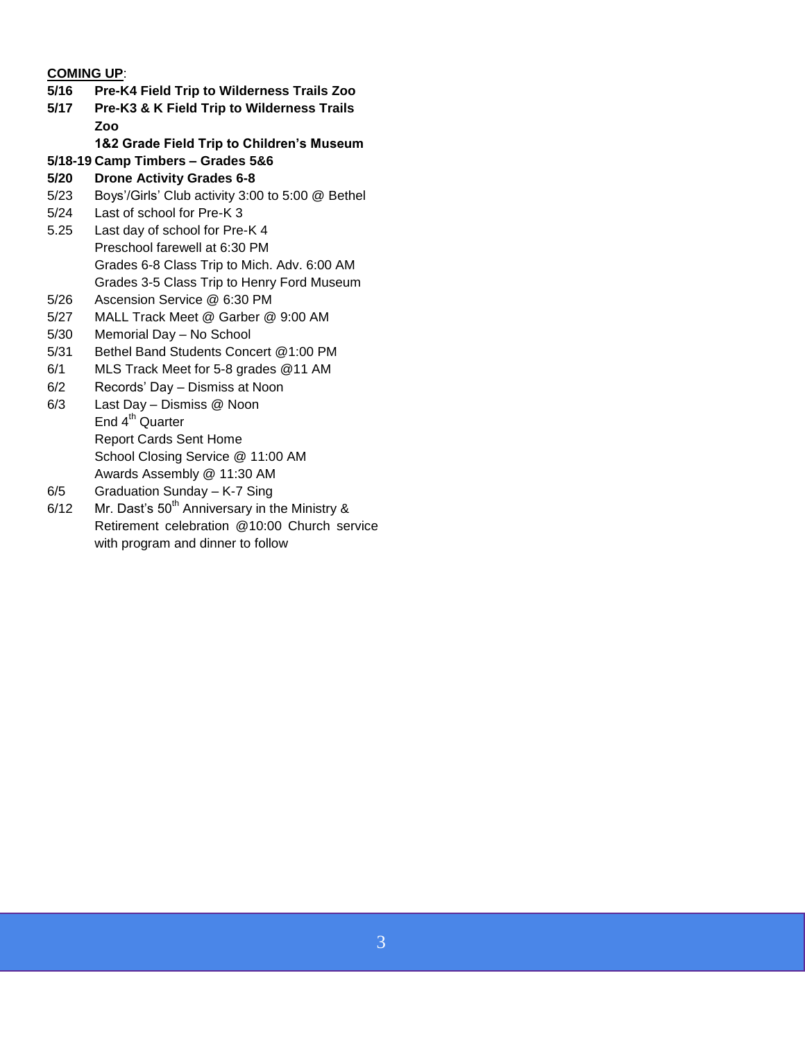**COMING UP**:

**5/16 Pre-K4 Field Trip to Wilderness Trails Zoo**

**5/17 Pre-K3 & K Field Trip to Wilderness Trails Zoo**

**1&2 Grade Field Trip to Children's Museum**

**5/18-19 Camp Timbers – Grades 5&6**

**5/20 Drone Activity Grades 6-8**

5/23 Boys'/Girls' Club activity 3:00 to 5:00 @ Bethel

5/24 Last of school for Pre-K 3

5.25 Last day of school for Pre-K 4
Preschool farewell at 6:30 PM
Grades 6-8 Class Trip to Mich. Adv. 6:00 AM
Grades 3-5 Class Trip to Henry Ford Museum

5/26 Ascension Service @ 6:30 PM

5/27 MALL Track Meet @ Garber @ 9:00 AM

5/30 Memorial Day – No School

5/31 Bethel Band Students Concert @1:00 PM

6/1 MLS Track Meet for 5-8 grades @11 AM

6/2 Records' Day – Dismiss at Noon

6/3 Last Day – Dismiss @ Noon
End 4th Quarter
Report Cards Sent Home
School Closing Service @ 11:00 AM
Awards Assembly @ 11:30 AM

6/5 Graduation Sunday – K-7 Sing

6/12 Mr. Dast's 50th Anniversary in the Ministry & Retirement celebration @10:00 Church service with program and dinner to follow